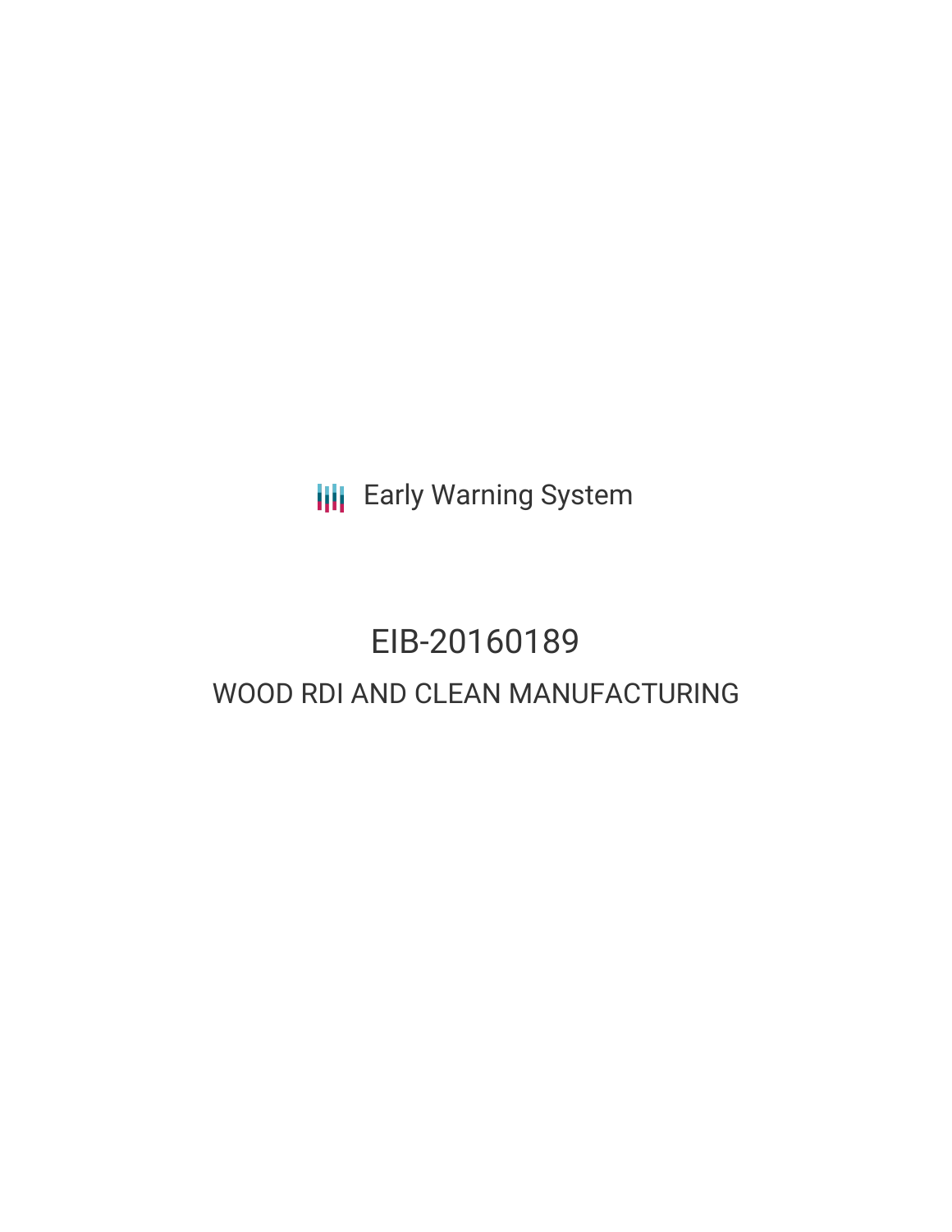Early Warning System

# EIB-20160189

## WOOD RDI AND CLEAN MANUFACTURING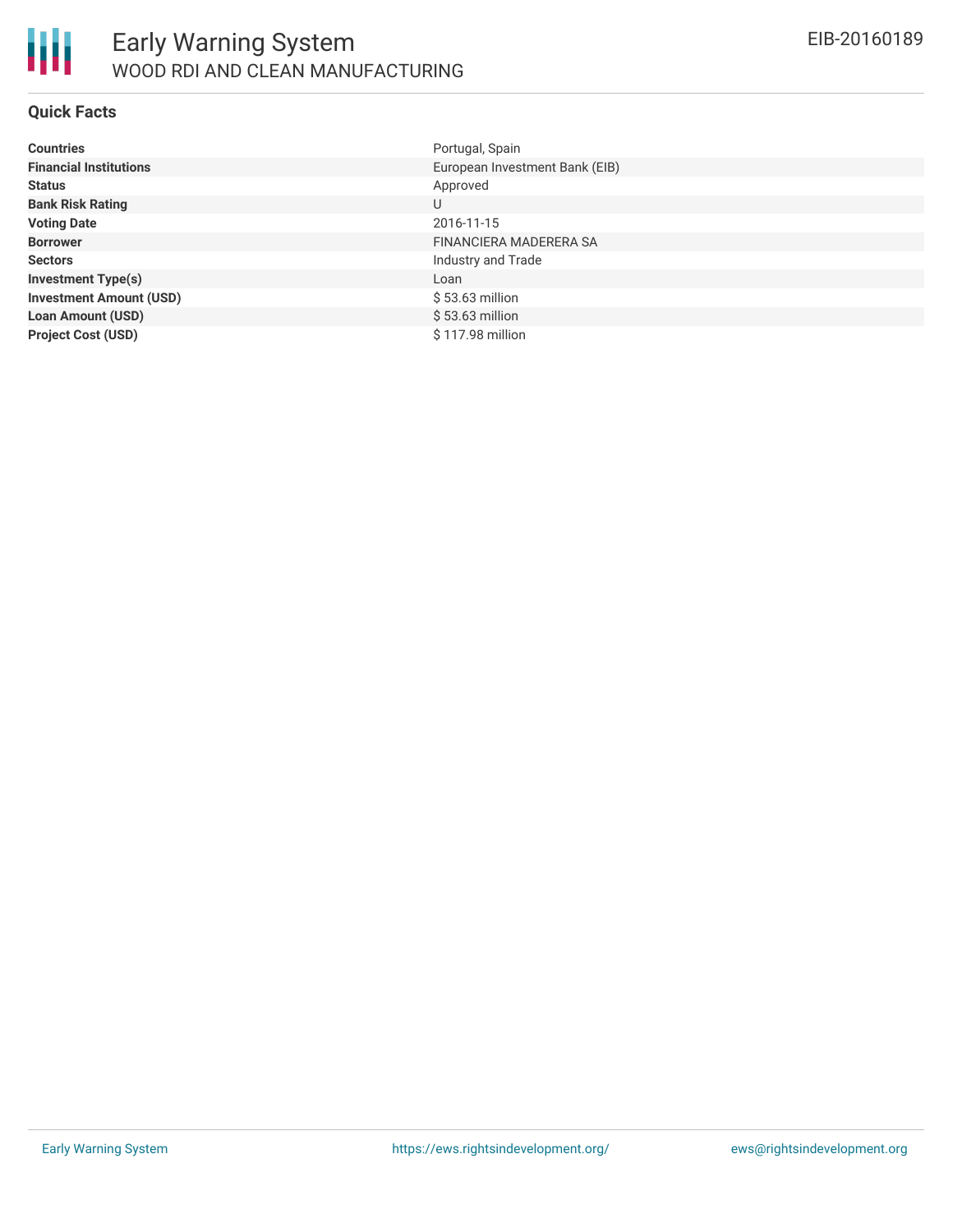# Early Warning System

## WOOD RDI AND CLEAN MANUFACTURING

EIB-20160189

### Quick Facts

| | |
|---|---|
| **Countries** | Portugal, Spain |
| **Financial Institutions** | European Investment Bank (EIB) |
| **Status** | Approved |
| **Bank Risk Rating** | U |
| **Voting Date** | 2016-11-15 |
| **Borrower** | FINANCIERA MADERERA SA |
| **Sectors** | Industry and Trade |
| **Investment Type(s)** | Loan |
| **Investment Amount (USD)** | $ 53.63 million |
| **Loan Amount (USD)** | $ 53.63 million |
| **Project Cost (USD)** | $ 117.98 million |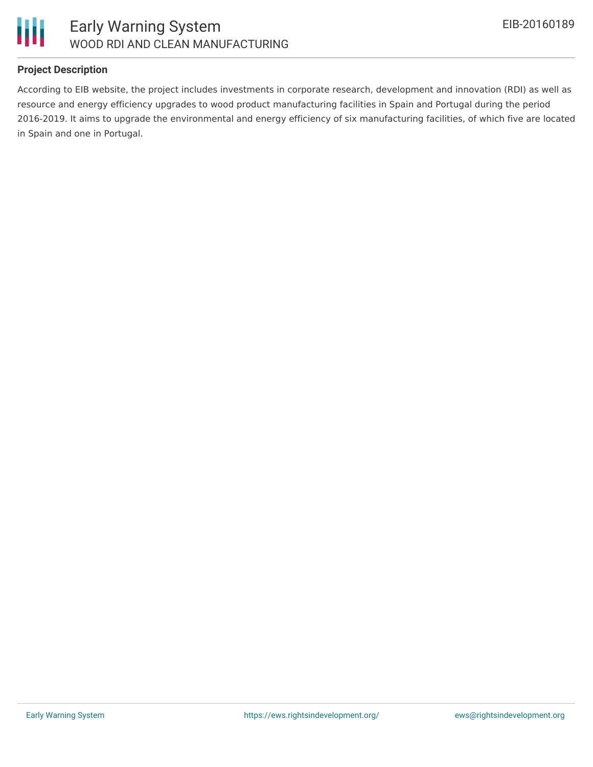**Project Description**

According to EIB website, the project includes investments in corporate research, development and innovation (RDI) as well as resource and energy efficiency upgrades to wood product manufacturing facilities in Spain and Portugal during the period 2016-2019. It aims to upgrade the environmental and energy efficiency of six manufacturing facilities, of which five are located in Spain and one in Portugal.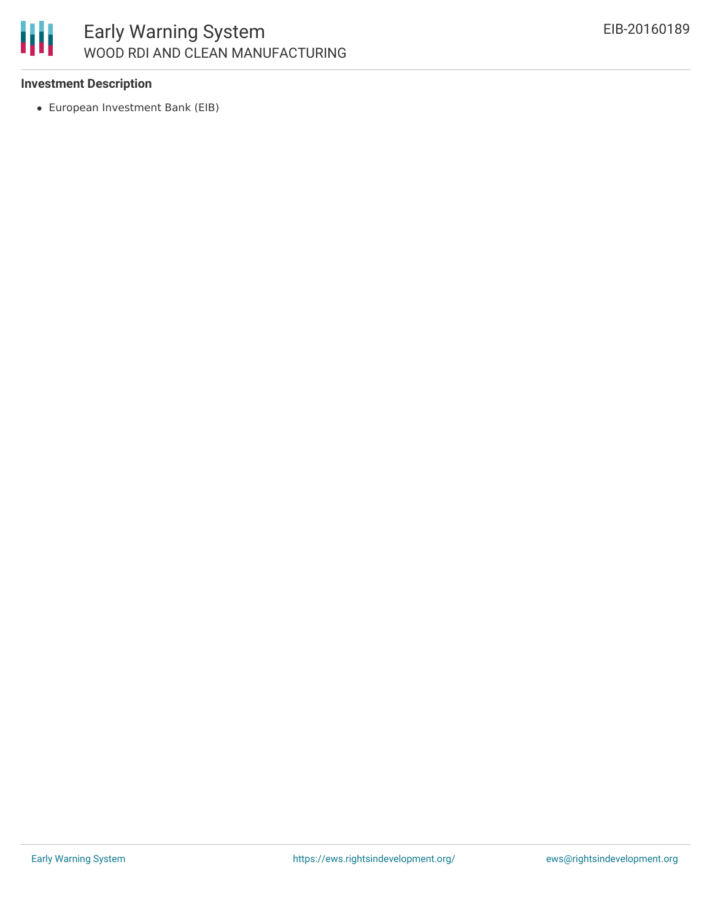**Investment Description**

- European Investment Bank (EIB)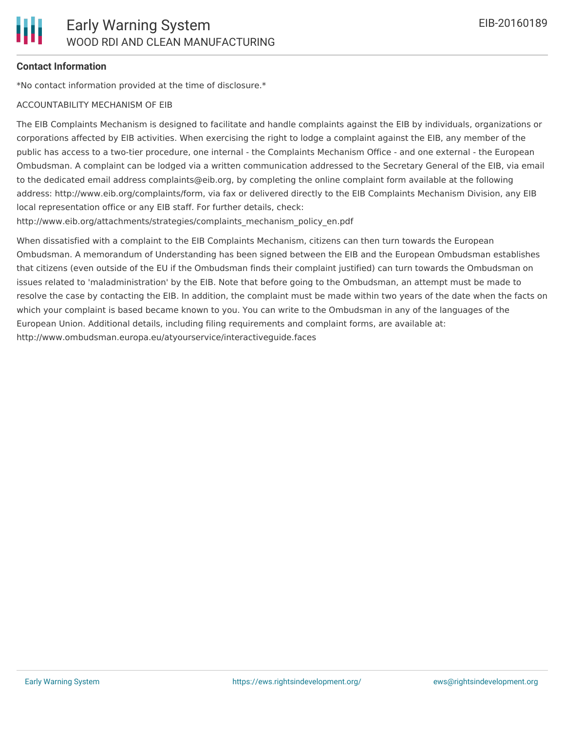**Contact Information**

*No contact information provided at the time of disclosure.*

ACCOUNTABILITY MECHANISM OF EIB

The EIB Complaints Mechanism is designed to facilitate and handle complaints against the EIB by individuals, organizations or corporations affected by EIB activities. When exercising the right to lodge a complaint against the EIB, any member of the public has access to a two-tier procedure, one internal - the Complaints Mechanism Office - and one external - the European Ombudsman. A complaint can be lodged via a written communication addressed to the Secretary General of the EIB, via email to the dedicated email address complaints@eib.org, by completing the online complaint form available at the following address: http://www.eib.org/complaints/form, via fax or delivered directly to the EIB Complaints Mechanism Division, any EIB local representation office or any EIB staff. For further details, check: http://www.eib.org/attachments/strategies/complaints_mechanism_policy_en.pdf

When dissatisfied with a complaint to the EIB Complaints Mechanism, citizens can then turn towards the European Ombudsman. A memorandum of Understanding has been signed between the EIB and the European Ombudsman establishes that citizens (even outside of the EU if the Ombudsman finds their complaint justified) can turn towards the Ombudsman on issues related to 'maladministration' by the EIB. Note that before going to the Ombudsman, an attempt must be made to resolve the case by contacting the EIB. In addition, the complaint must be made within two years of the date when the facts on which your complaint is based became known to you. You can write to the Ombudsman in any of the languages of the European Union. Additional details, including filing requirements and complaint forms, are available at: http://www.ombudsman.europa.eu/atyourservice/interactiveguide.faces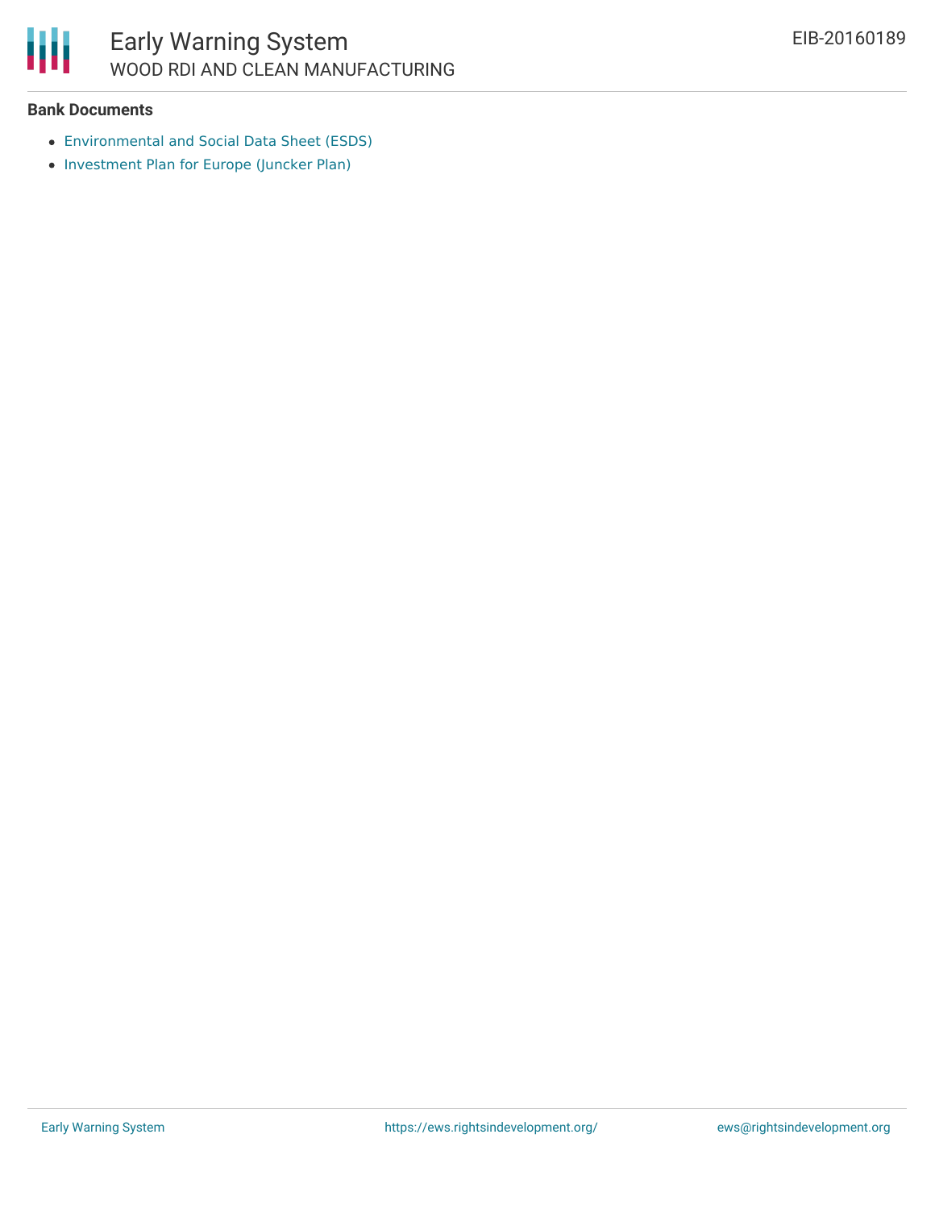**Bank Documents**

- Environmental and Social Data Sheet (ESDS)
- Investment Plan for Europe (Juncker Plan)